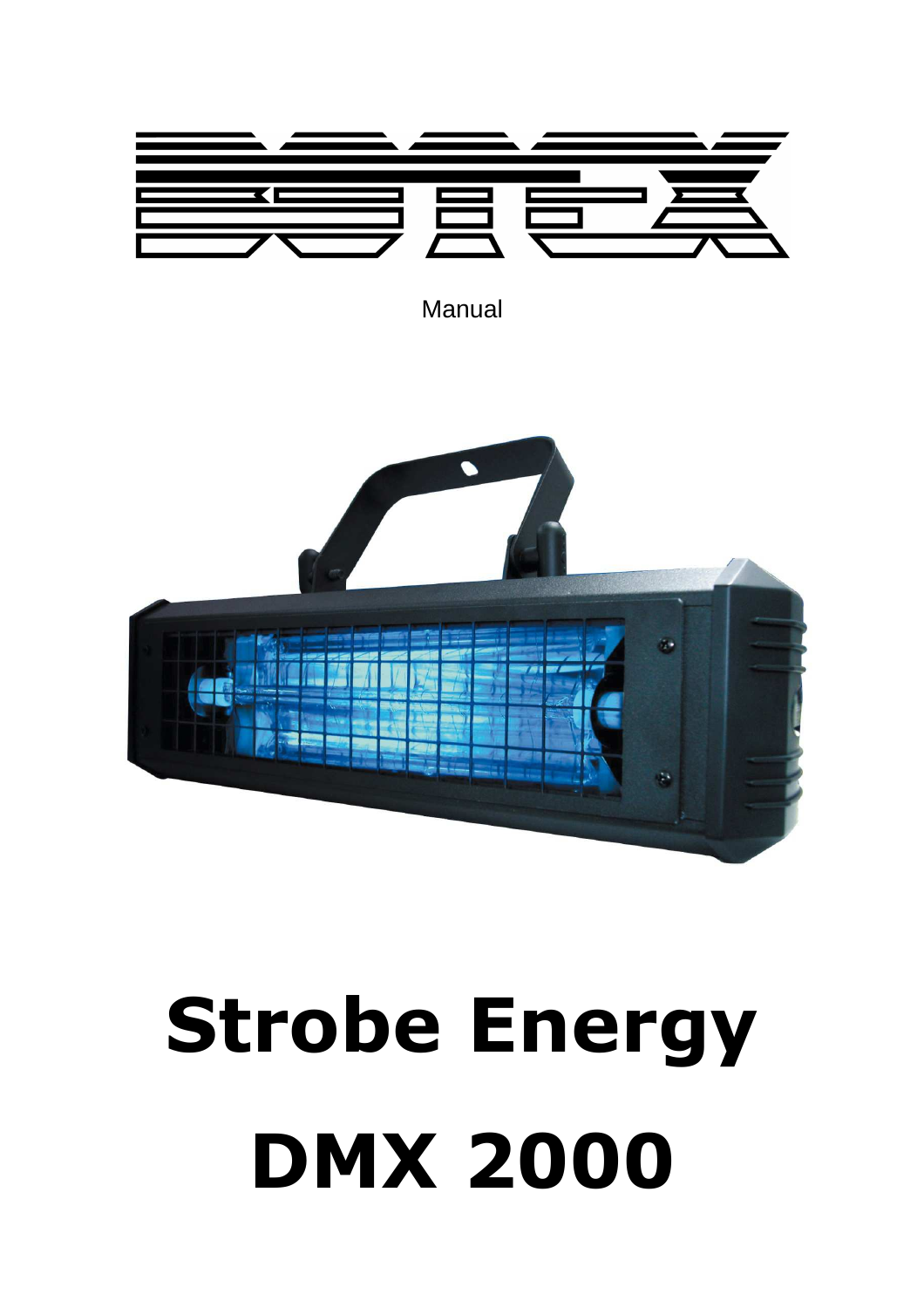# BOTEX

Manual

# Strobe Energy

# DMX 2000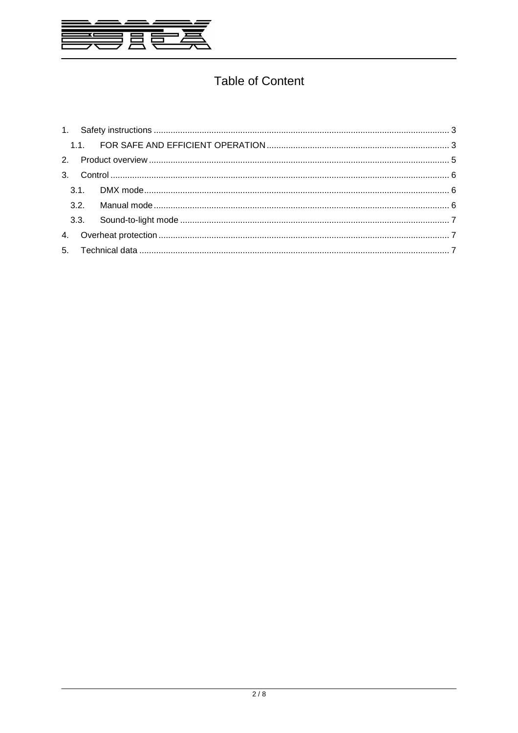# Table of Content

1. Safety instructions ..................................................................................................................... 3
   1.1. FOR SAFE AND EFFICIENT OPERATION ........................................................................... 3
2. Product overview ........................................................................................................................ 5
3. Control ........................................................................................................................................ 6
   3.1. DMX mode ............................................................................................................................ 6
   3.2. Manual mode ........................................................................................................................ 6
   3.3. Sound-to-light mode ............................................................................................................. 7
4. Overheat protection ..................................................................................................................... 7
5. Technical data ............................................................................................................................. 7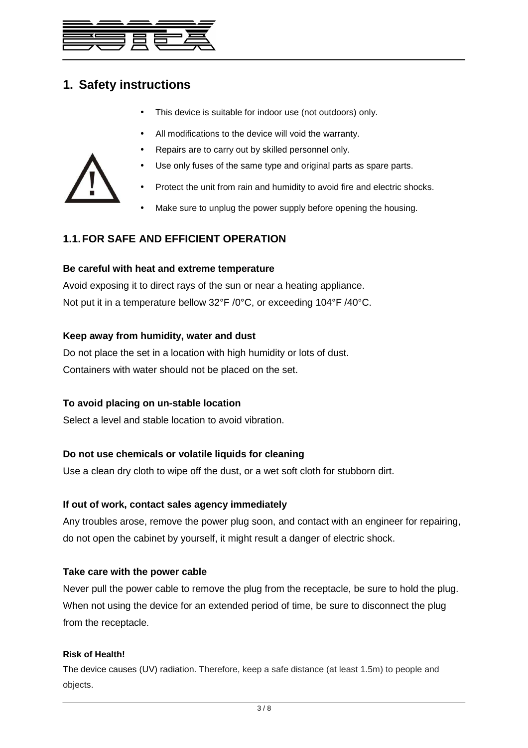# 1. Safety instructions

- This device is suitable for indoor use (not outdoors) only.
- All modifications to the device will void the warranty.
- Repairs are to carry out by skilled personnel only.
- Use only fuses of the same type and original parts as spare parts.
- Protect the unit from rain and humidity to avoid fire and electric shocks.
- Make sure to unplug the power supply before opening the housing.

## 1.1. FOR SAFE AND EFFICIENT OPERATION

**Be careful with heat and extreme temperature**

Avoid exposing it to direct rays of the sun or near a heating appliance.
Not put it in a temperature bellow 32°F /0°C, or exceeding 104°F /40°C.

**Keep away from humidity, water and dust**

Do not place the set in a location with high humidity or lots of dust.
Containers with water should not be placed on the set.

**To avoid placing on un-stable location**

Select a level and stable location to avoid vibration.

**Do not use chemicals or volatile liquids for cleaning**

Use a clean dry cloth to wipe off the dust, or a wet soft cloth for stubborn dirt.

**If out of work, contact sales agency immediately**

Any troubles arose, remove the power plug soon, and contact with an engineer for repairing, do not open the cabinet by yourself, it might result a danger of electric shock.

**Take care with the power cable**

Never pull the power cable to remove the plug from the receptacle, be sure to hold the plug. When not using the device for an extended period of time, be sure to disconnect the plug from the receptacle.

**Risk of Health!**

The device causes (UV) radiation. Therefore, keep a safe distance (at least 1.5m) to people and objects.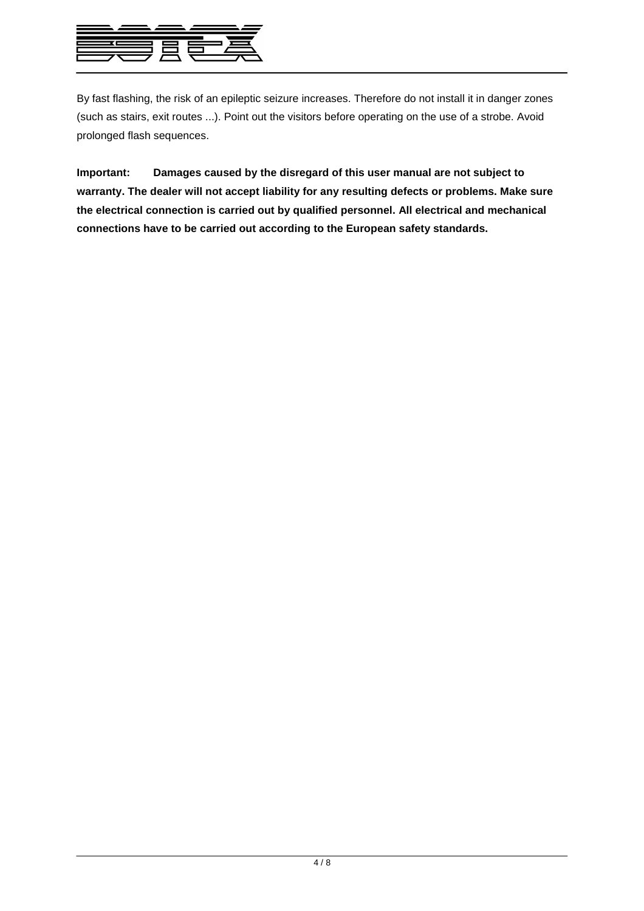By fast flashing, the risk of an epileptic seizure increases. Therefore do not install it in danger zones (such as stairs, exit routes ...). Point out the visitors before operating on the use of a strobe. Avoid prolonged flash sequences.

**Important: Damages caused by the disregard of this user manual are not subject to warranty. The dealer will not accept liability for any resulting defects or problems. Make sure the electrical connection is carried out by qualified personnel. All electrical and mechanical connections have to be carried out according to the European safety standards.**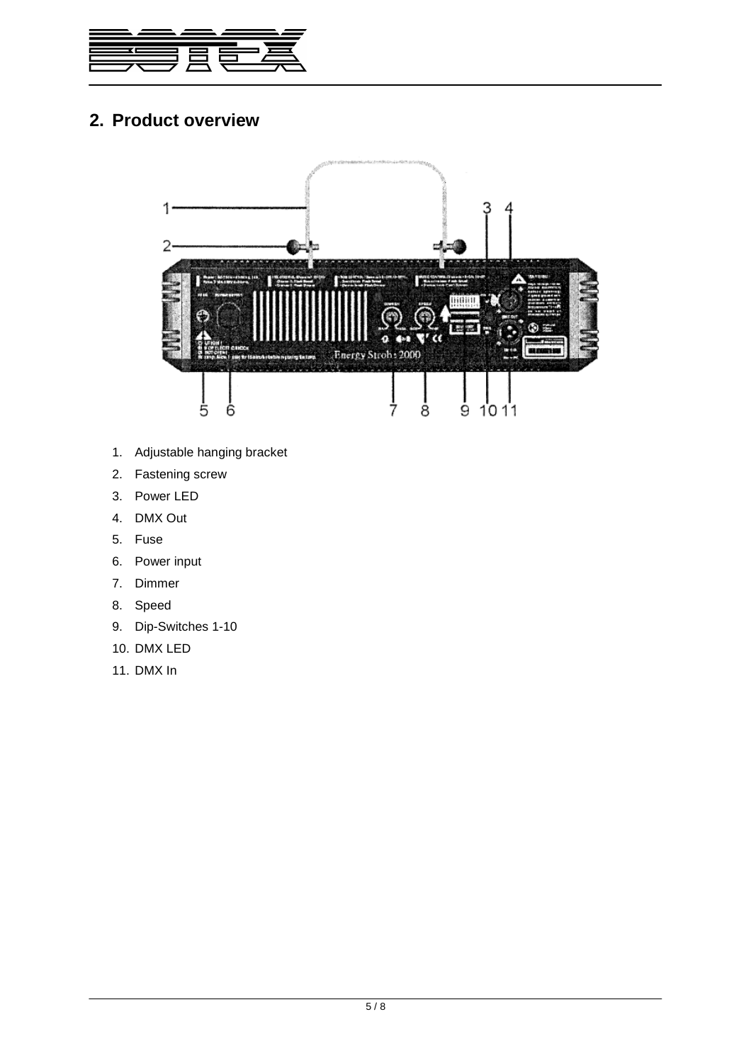## 2. Product overview

1. Adjustable hanging bracket
2. Fastening screw
3. Power LED
4. DMX Out
5. Fuse
6. Power input
7. Dimmer
8. Speed
9. Dip-Switches 1-10
10. DMX LED
11. DMX In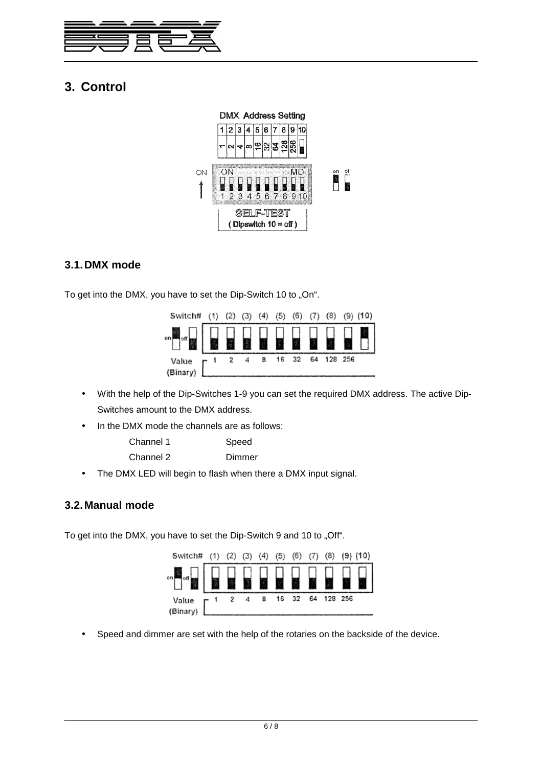# 3. Control

DMX Address Setting

| 1 | 2 | 3 | 4 | 5 | 6 | 7 | 8 | 9 | 10 |
|---|---|---|---|---|---|---|---|---|---|
| 1 | 2 | 4 | 8 | 16 | 32 | 64 | 128 | 256 | |

ON

ON MD

1 2 3 4 5 6 7 8 9 10

on off

SELF-TEST
( Dipswitch 10 = off )

## 3.1. DMX mode

To get into the DMX, you have to set the Dip-Switch 10 to „On".

| Switch# | (1) | (2) | (3) | (4) | (5) | (6) | (7) | (8) | (9) | (10) |
|---|---|---|---|---|---|---|---|---|---|---|
| Value (Binary) | 1 | 2 | 4 | 8 | 16 | 32 | 64 | 128 | 256 | |

- With the help of the Dip-Switches 1-9 you can set the required DMX address. The active Dip-Switches amount to the DMX address.
- In the DMX mode the channels are as follows:

  | | |
  |---|---|
  | Channel 1 | Speed |
  | Channel 2 | Dimmer |

- The DMX LED will begin to flash when there a DMX input signal.

## 3.2. Manual mode

To get into the DMX, you have to set the Dip-Switch 9 and 10 to „Off".

| Switch# | (1) | (2) | (3) | (4) | (5) | (6) | (7) | (8) | (9) | (10) |
|---|---|---|---|---|---|---|---|---|---|---|
| Value (Binary) | 1 | 2 | 4 | 8 | 16 | 32 | 64 | 128 | 256 | |

- Speed and dimmer are set with the help of the rotaries on the backside of the device.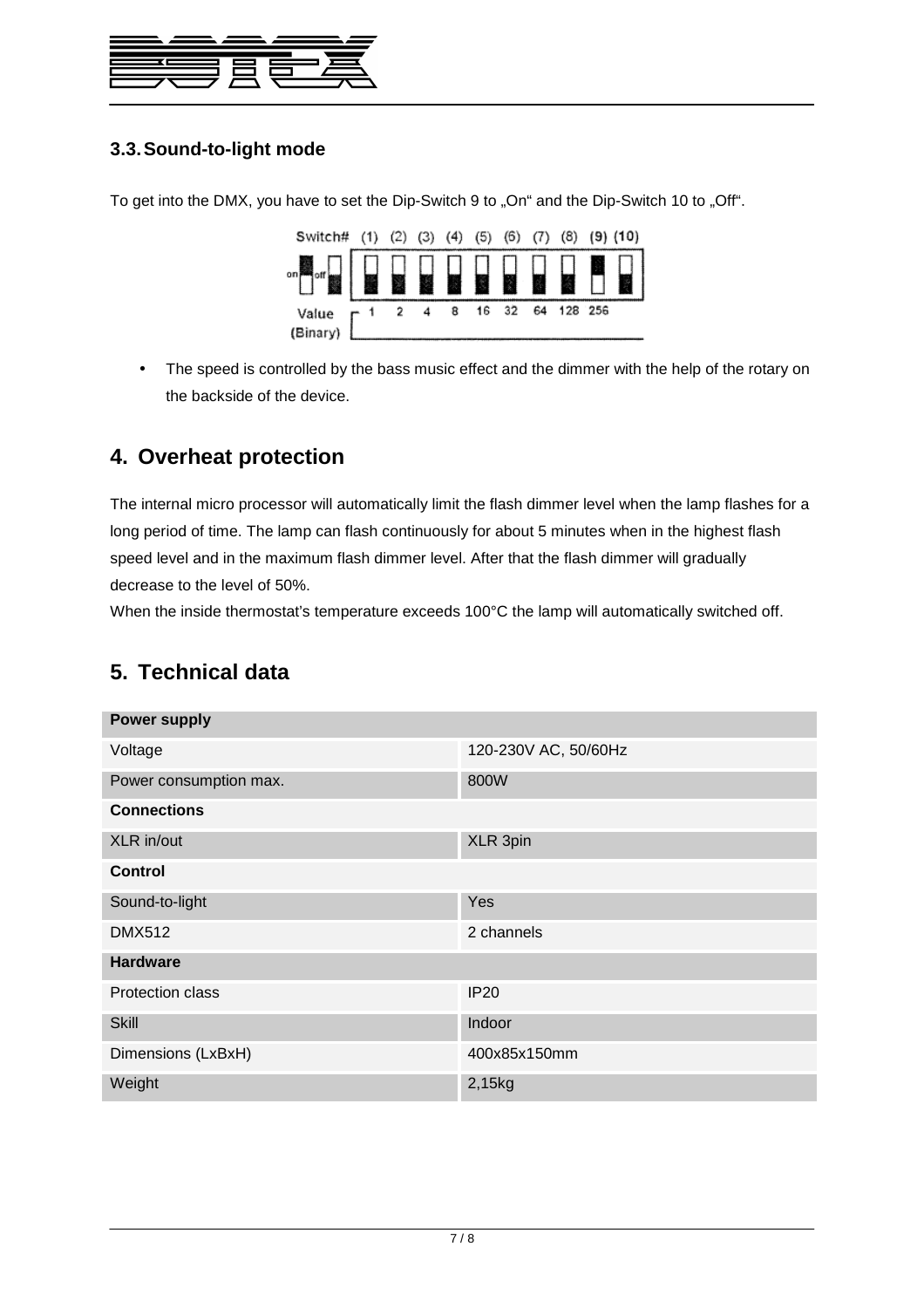### 3.3. Sound-to-light mode

To get into the DMX, you have to set the Dip-Switch 9 to „On“ and the Dip-Switch 10 to „Off“.

| Switch# | (1) | (2) | (3) | (4) | (5) | (6) | (7) | (8) | (9) | (10) |
|---|---|---|---|---|---|---|---|---|---|---|
| Value (Binary) | 1 | 2 | 4 | 8 | 16 | 32 | 64 | 128 | 256 | |

- The speed is controlled by the bass music effect and the dimmer with the help of the rotary on the backside of the device.

## 4. Overheat protection

The internal micro processor will automatically limit the flash dimmer level when the lamp flashes for a long period of time. The lamp can flash continuously for about 5 minutes when in the highest flash speed level and in the maximum flash dimmer level. After that the flash dimmer will gradually decrease to the level of 50%.
When the inside thermostat's temperature exceeds 100°C the lamp will automatically switched off.

## 5. Technical data

| **Power supply** | |
|---|---|
| Voltage | 120-230V AC, 50/60Hz |
| Power consumption max. | 800W |
| **Connections** | |
| XLR in/out | XLR 3pin |
| **Control** | |
| Sound-to-light | Yes |
| DMX512 | 2 channels |
| **Hardware** | |
| Protection class | IP20 |
| Skill | Indoor |
| Dimensions (LxBxH) | 400x85x150mm |
| Weight | 2,15kg |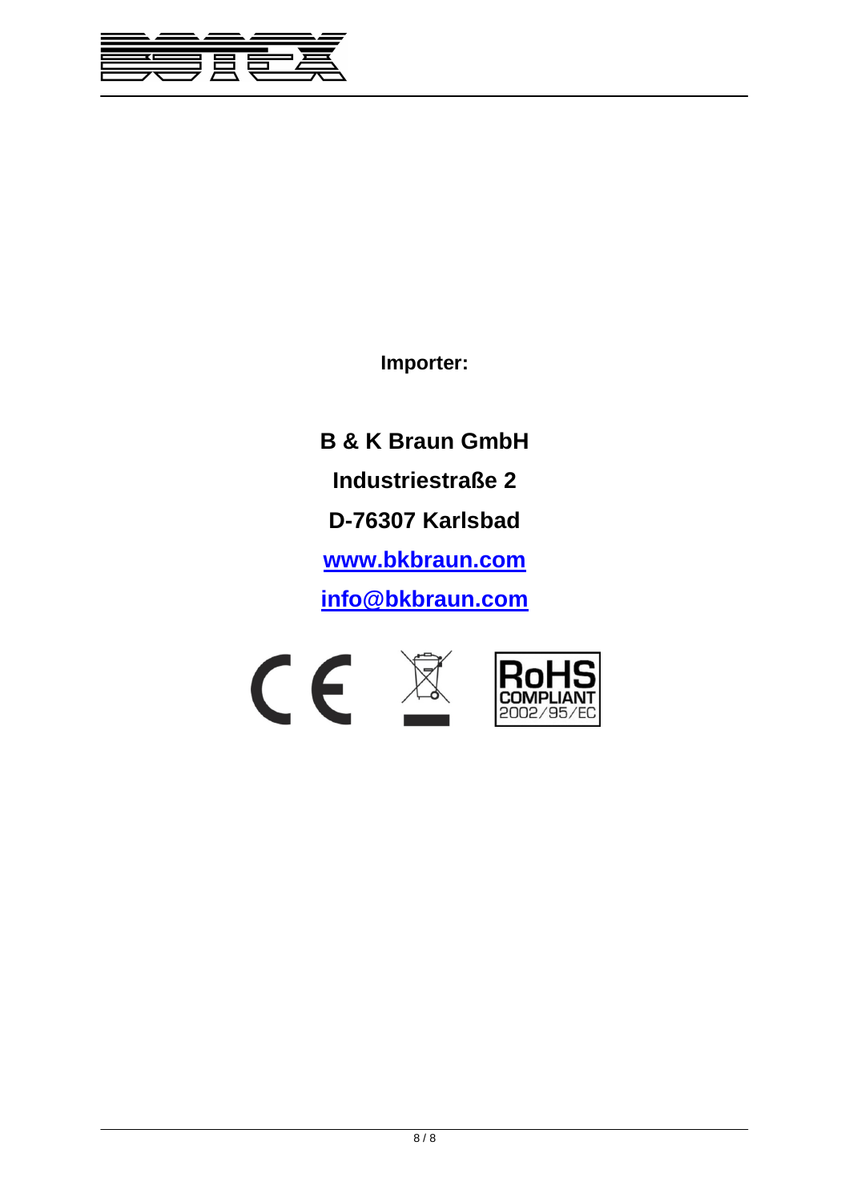**Importer:**

**B & K Braun GmbH**

**Industriestraße 2**

**D-76307 Karlsbad**

**[www.bkbraun.com](http://www.bkbraun.com)**

**[info@bkbraun.com](mailto:info@bkbraun.com)**

RoHS COMPLIANT 2002/95/EC